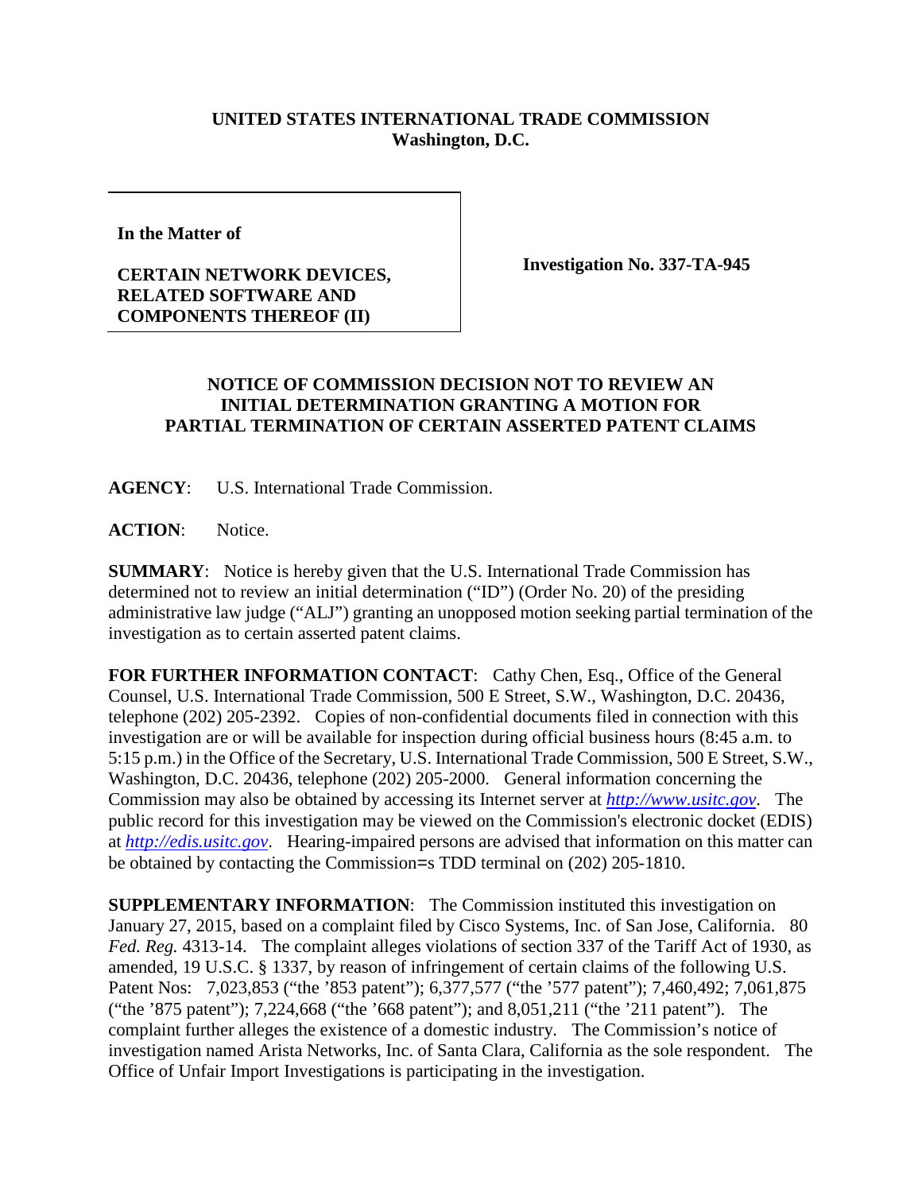**UNITED STATES INTERNATIONAL TRADE COMMISSION**
**Washington, D.C.**

| **In the Matter of**<br><br>**CERTAIN NETWORK DEVICES, RELATED SOFTWARE AND COMPONENTS THEREOF (II)** | **Investigation No. 337-TA-945** |
|---|---|

**NOTICE OF COMMISSION DECISION NOT TO REVIEW AN INITIAL DETERMINATION GRANTING A MOTION FOR PARTIAL TERMINATION OF CERTAIN ASSERTED PATENT CLAIMS**

**AGENCY**: U.S. International Trade Commission.

**ACTION**: Notice.

**SUMMARY**: Notice is hereby given that the U.S. International Trade Commission has determined not to review an initial determination ("ID") (Order No. 20) of the presiding administrative law judge ("ALJ") granting an unopposed motion seeking partial termination of the investigation as to certain asserted patent claims.

**FOR FURTHER INFORMATION CONTACT**: Cathy Chen, Esq., Office of the General Counsel, U.S. International Trade Commission, 500 E Street, S.W., Washington, D.C. 20436, telephone (202) 205-2392. Copies of non-confidential documents filed in connection with this investigation are or will be available for inspection during official business hours (8:45 a.m. to 5:15 p.m.) in the Office of the Secretary, U.S. International Trade Commission, 500 E Street, S.W., Washington, D.C. 20436, telephone (202) 205-2000. General information concerning the Commission may also be obtained by accessing its Internet server at *http://www.usitc.gov*. The public record for this investigation may be viewed on the Commission's electronic docket (EDIS) at *http://edis.usitc.gov*. Hearing-impaired persons are advised that information on this matter can be obtained by contacting the Commission=s TDD terminal on (202) 205-1810.

**SUPPLEMENTARY INFORMATION**: The Commission instituted this investigation on January 27, 2015, based on a complaint filed by Cisco Systems, Inc. of San Jose, California. 80 *Fed. Reg.* 4313-14. The complaint alleges violations of section 337 of the Tariff Act of 1930, as amended, 19 U.S.C. § 1337, by reason of infringement of certain claims of the following U.S. Patent Nos: 7,023,853 ("the '853 patent"); 6,377,577 ("the '577 patent"); 7,460,492; 7,061,875 ("the '875 patent"); 7,224,668 ("the '668 patent"); and 8,051,211 ("the '211 patent"). The complaint further alleges the existence of a domestic industry. The Commission's notice of investigation named Arista Networks, Inc. of Santa Clara, California as the sole respondent. The Office of Unfair Import Investigations is participating in the investigation.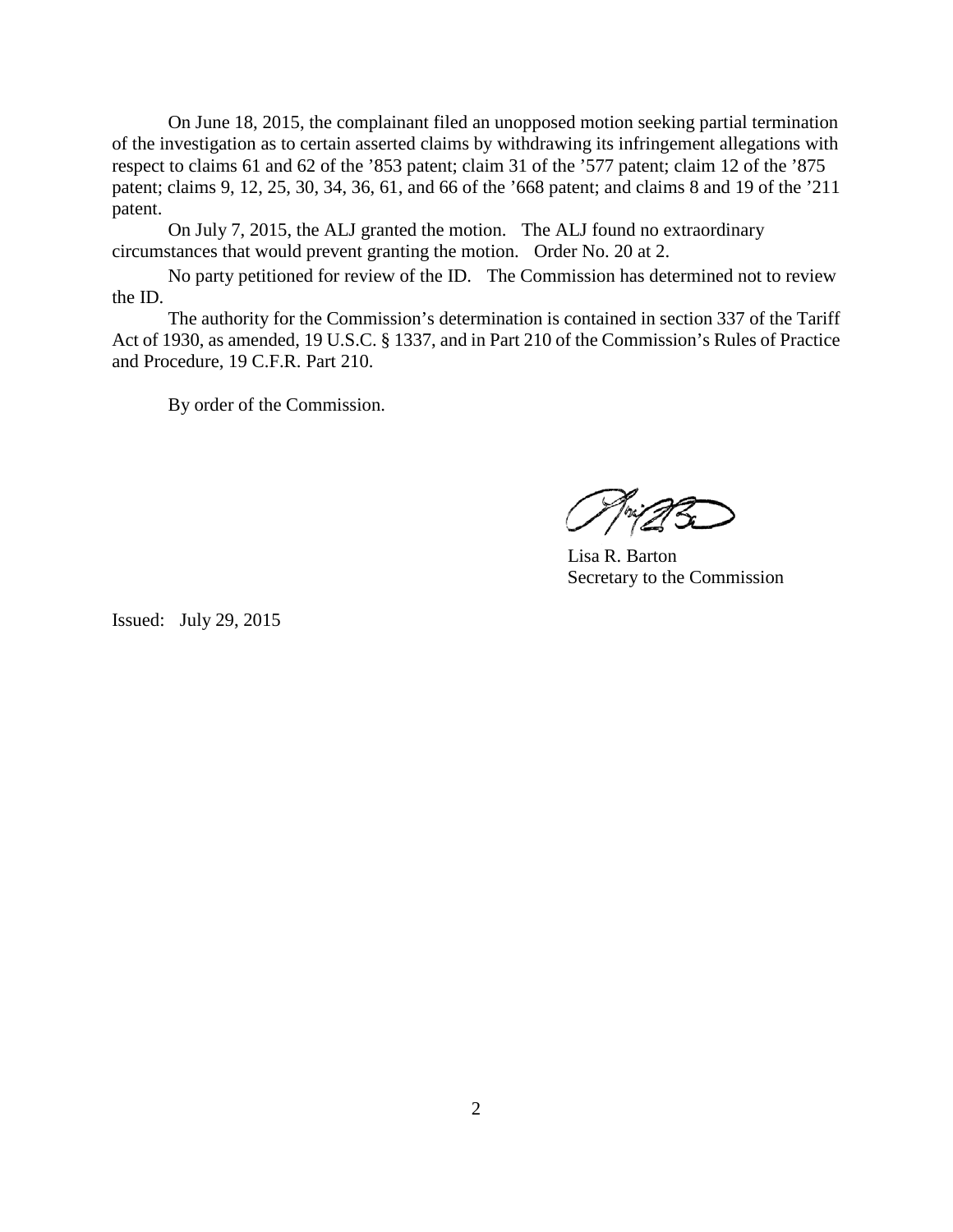On June 18, 2015, the complainant filed an unopposed motion seeking partial termination of the investigation as to certain asserted claims by withdrawing its infringement allegations with respect to claims 61 and 62 of the ’853 patent; claim 31 of the ’577 patent; claim 12 of the ’875 patent; claims 9, 12, 25, 30, 34, 36, 61, and 66 of the ’668 patent; and claims 8 and 19 of the ’211 patent.

On July 7, 2015, the ALJ granted the motion. The ALJ found no extraordinary circumstances that would prevent granting the motion. Order No. 20 at 2.

No party petitioned for review of the ID. The Commission has determined not to review the ID.

The authority for the Commission’s determination is contained in section 337 of the Tariff Act of 1930, as amended, 19 U.S.C. § 1337, and in Part 210 of the Commission’s Rules of Practice and Procedure, 19 C.F.R. Part 210.

By order of the Commission.

Lisa R. Barton
Secretary to the Commission

Issued: July 29, 2015